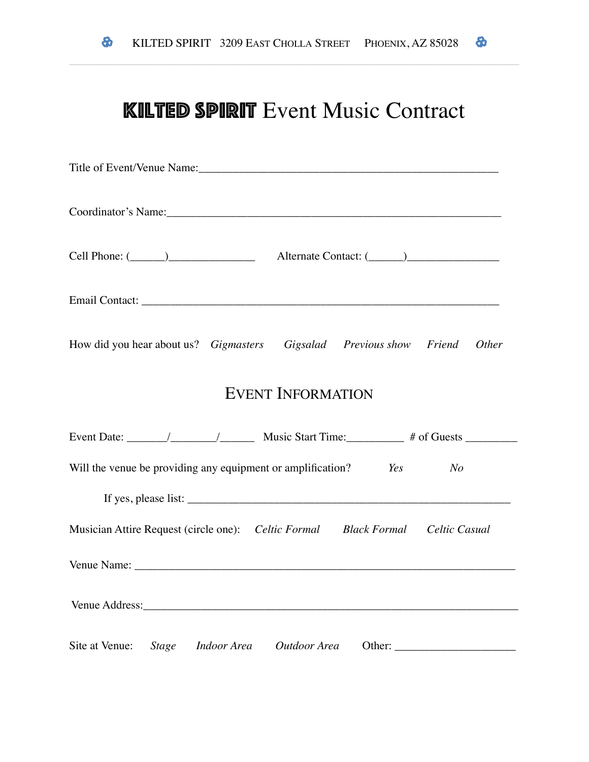KILTED SPIRIT 3209 EAST CHOLLA STREET PHOENIX, AZ 85028

# KILTED SPIRIT Event Music Contract

Title of Event/Venue Name:_______________________________________________________

Coordinator's Name:____________________________________________________________

Cell Phone: (______)_______________ Alternate Contact: (______)________________

Email Contact: _________________________________________________________________

How did you hear about us? *Gigmasters* *Gigsalad* *Previous show* *Friend* *Other*

## Event Information

Event Date: _______/________/______ Music Start Time:__________ # of Guests _________

Will the venue be providing any equipment or amplification? *Yes* *No*

If yes, please list: _______________________________________________________

Musician Attire Request (circle one): *Celtic Formal* *Black Formal* *Celtic Casual*

Venue Name: ___________________________________________________________________

Venue Address:__________________________________________________________________

Site at Venue: *Stage* *Indoor Area* *Outdoor Area* Other: _____________________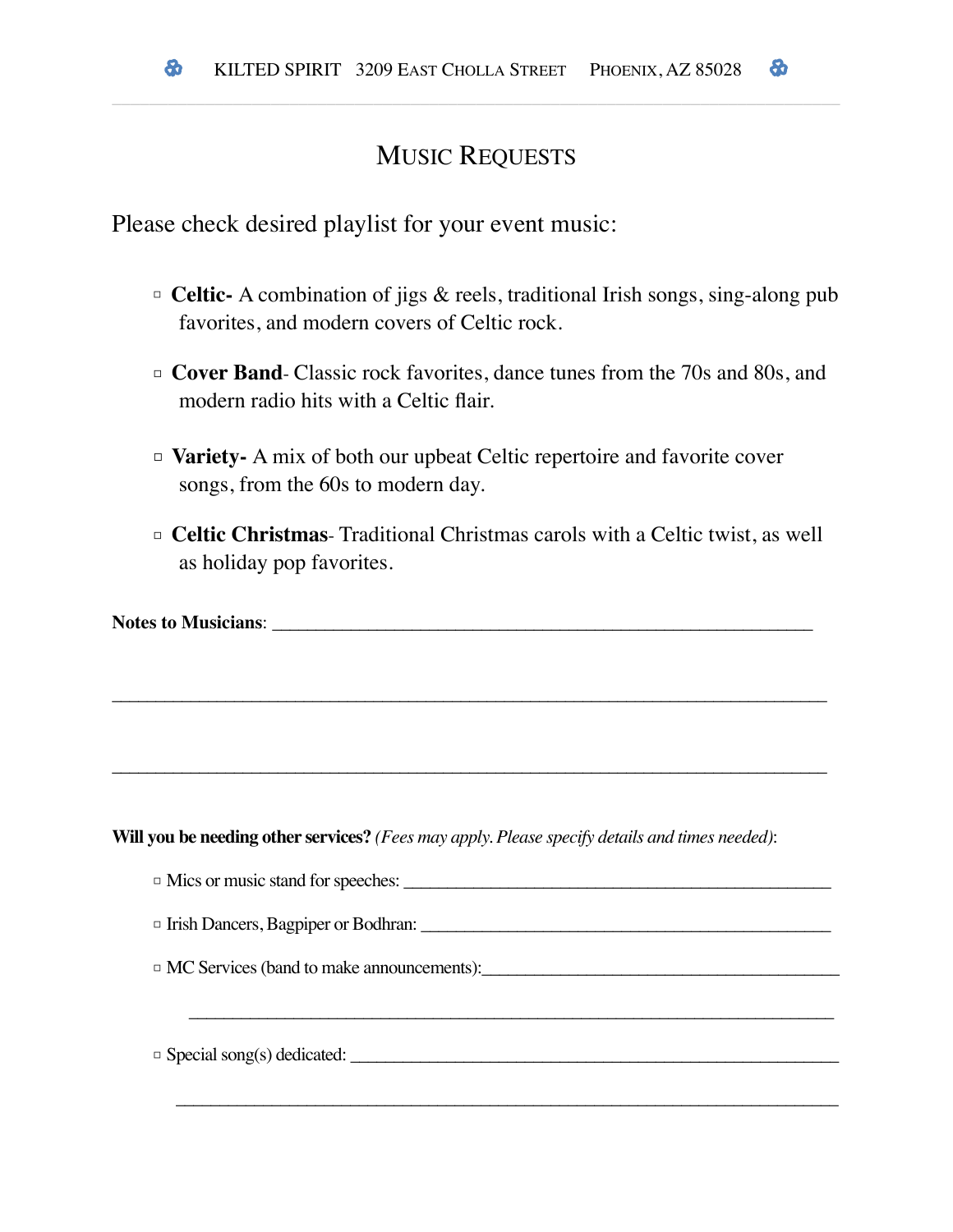# MUSIC REQUESTS

Please check desired playlist for your event music:

- ▫ **Celtic-** A combination of jigs & reels, traditional Irish songs, sing-along pub favorites, and modern covers of Celtic rock.
- ▫ **Cover Band**- Classic rock favorites, dance tunes from the 70s and 80s, and modern radio hits with a Celtic flair.
- ▫ **Variety-** A mix of both our upbeat Celtic repertoire and favorite cover songs, from the 60s to modern day.
- ▫ **Celtic Christmas**- Traditional Christmas carols with a Celtic twist, as well as holiday pop favorites.

**Notes to Musicians**: ____________________________________________________________

______________________________________________________________________________

______________________________________________________________________________

**Will you be needing other services?** *(Fees may apply. Please specify details and times needed)*:

- ▫ Mics or music stand for speeches: ______________________________________________
- ▫ Irish Dancers, Bagpiper or Bodhran: ____________________________________________
- ▫ MC Services (band to make announcements):______________________________________

  ______________________________________________________________________

- ▫ Special song(s) dedicated: ____________________________________________________

  ______________________________________________________________________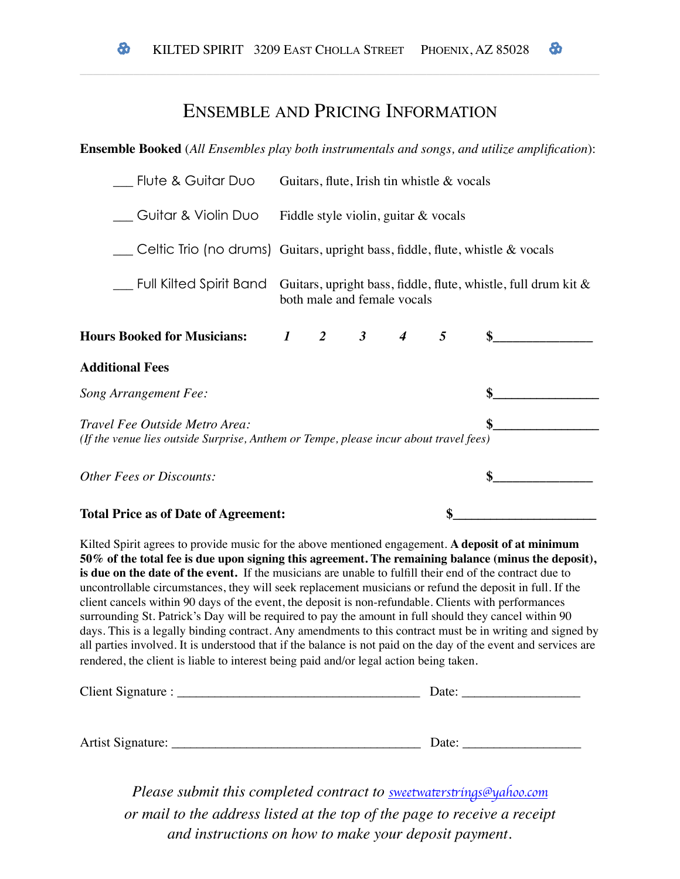KILTED SPIRIT 3209 EAST CHOLLA STREET PHOENIX, AZ 85028

# ENSEMBLE AND PRICING INFORMATION

**Ensemble Booked** (*All Ensembles play both instrumentals and songs, and utilize amplification*):

___ Flute & Guitar Duo — Guitars, flute, Irish tin whistle & vocals

___ Guitar & Violin Duo — Fiddle style violin, guitar & vocals

___ Celtic Trio (no drums) — Guitars, upright bass, fiddle, flute, whistle & vocals

___ Full Kilted Spirit Band — Guitars, upright bass, fiddle, flute, whistle, full drum kit & both male and female vocals

**Hours Booked for Musicians:** ***1 2 3 4 5*** **$**_______________

**Additional Fees**

*Song Arrangement Fee:* **$**________________

*Travel Fee Outside Metro Area:* **$**________________
*(If the venue lies outside Surprise, Anthem or Tempe, please incur about travel fees)*

*Other Fees or Discounts:* **$**_______________

**Total Price as of Date of Agreement:** **$**_____________________

Kilted Spirit agrees to provide music for the above mentioned engagement. **A deposit of at minimum 50% of the total fee is due upon signing this agreement. The remaining balance (minus the deposit), is due on the date of the event.** If the musicians are unable to fulfill their end of the contract due to uncontrollable circumstances, they will seek replacement musicians or refund the deposit in full. If the client cancels within 90 days of the event, the deposit is non-refundable. Clients with performances surrounding St. Patrick's Day will be required to pay the amount in full should they cancel within 90 days. This is a legally binding contract. Any amendments to this contract must be in writing and signed by all parties involved. It is understood that if the balance is not paid on the day of the event and services are rendered, the client is liable to interest being paid and/or legal action being taken.

Client Signature : _____________________________________ Date: __________________

Artist Signature: ______________________________________ Date: __________________

*Please submit this completed contract to [sweetwaterstrings@yahoo.com](mailto:sweetwaterstrings@yahoo.com)*
*or mail to the address listed at the top of the page to receive a receipt*
*and instructions on how to make your deposit payment.*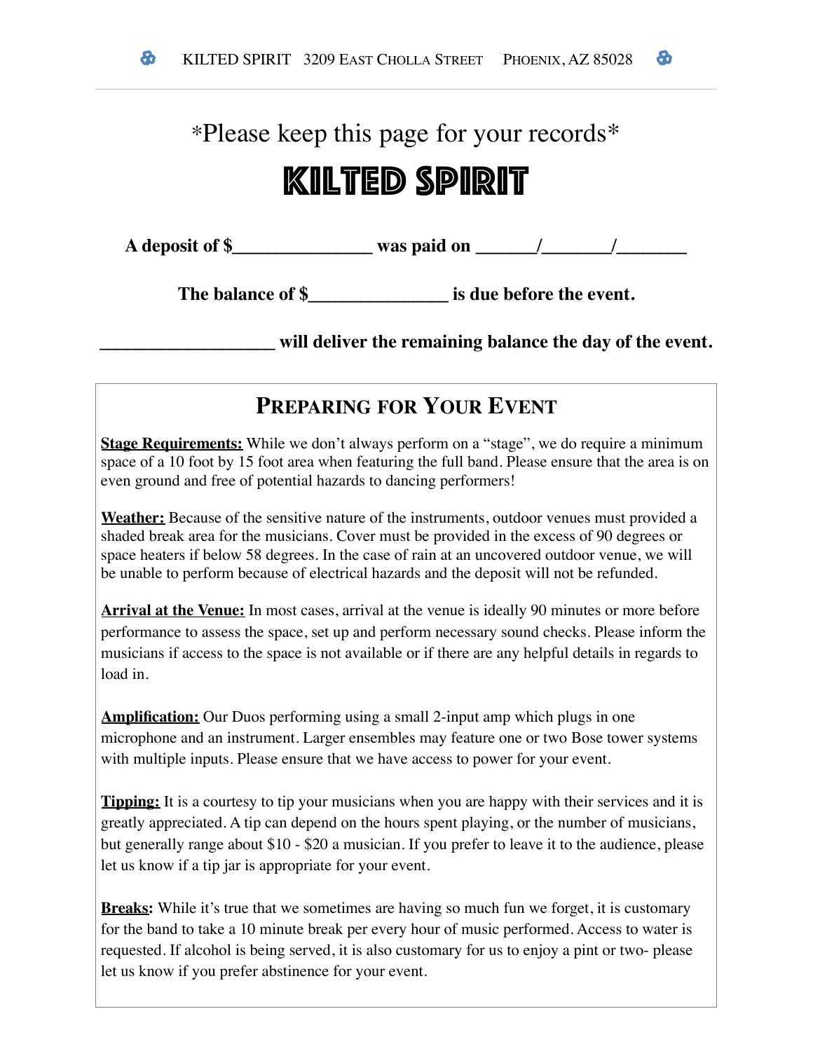*Please keep this page for your records*

# KILTED SPIRIT

**A deposit of $_______________ was paid on ______/_______/_______**

**The balance of $_______________ is due before the event.**

**___________________ will deliver the remaining balance the day of the event.**

## PREPARING FOR YOUR EVENT

**Stage Requirements:** While we don't always perform on a "stage", we do require a minimum space of a 10 foot by 15 foot area when featuring the full band. Please ensure that the area is on even ground and free of potential hazards to dancing performers!

**Weather:** Because of the sensitive nature of the instruments, outdoor venues must provided a shaded break area for the musicians. Cover must be provided in the excess of 90 degrees or space heaters if below 58 degrees. In the case of rain at an uncovered outdoor venue, we will be unable to perform because of electrical hazards and the deposit will not be refunded.

**Arrival at the Venue:** In most cases, arrival at the venue is ideally 90 minutes or more before performance to assess the space, set up and perform necessary sound checks. Please inform the musicians if access to the space is not available or if there are any helpful details in regards to load in.

**Amplification:** Our Duos performing using a small 2-input amp which plugs in one microphone and an instrument. Larger ensembles may feature one or two Bose tower systems with multiple inputs. Please ensure that we have access to power for your event.

**Tipping:** It is a courtesy to tip your musicians when you are happy with their services and it is greatly appreciated. A tip can depend on the hours spent playing, or the number of musicians, but generally range about $10 - $20 a musician. If you prefer to leave it to the audience, please let us know if a tip jar is appropriate for your event.

**Breaks:** While it's true that we sometimes are having so much fun we forget, it is customary for the band to take a 10 minute break per every hour of music performed. Access to water is requested. If alcohol is being served, it is also customary for us to enjoy a pint or two- please let us know if you prefer abstinence for your event.